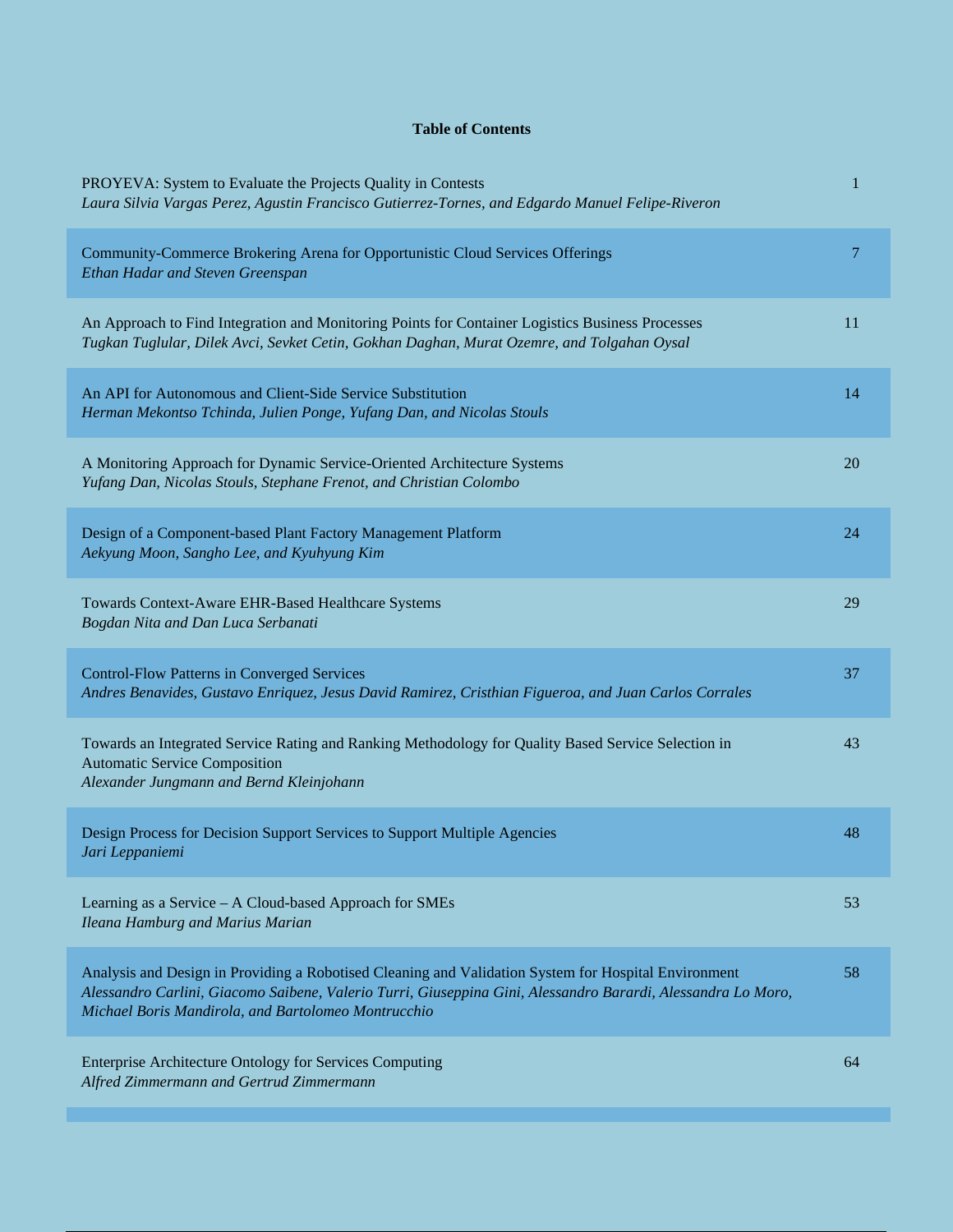# Table of Contents

| | |
|---|---|
| PROYEVA: System to Evaluate the Projects Quality in Contests<br>*Laura Silvia Vargas Perez, Agustin Francisco Gutierrez-Tornes, and Edgardo Manuel Felipe-Riveron* | 1 |
| Community-Commerce Brokering Arena for Opportunistic Cloud Services Offerings<br>*Ethan Hadar and Steven Greenspan* | 7 |
| An Approach to Find Integration and Monitoring Points for Container Logistics Business Processes<br>*Tugkan Tuglular, Dilek Avci, Sevket Cetin, Gokhan Daghan, Murat Ozemre, and Tolgahan Oysal* | 11 |
| An API for Autonomous and Client-Side Service Substitution<br>*Herman Mekontso Tchinda, Julien Ponge, Yufang Dan, and Nicolas Stouls* | 14 |
| A Monitoring Approach for Dynamic Service-Oriented Architecture Systems<br>*Yufang Dan, Nicolas Stouls, Stephane Frenot, and Christian Colombo* | 20 |
| Design of a Component-based Plant Factory Management Platform<br>*Aekyung Moon, Sangho Lee, and Kyuhyung Kim* | 24 |
| Towards Context-Aware EHR-Based Healthcare Systems<br>*Bogdan Nita and Dan Luca Serbanati* | 29 |
| Control-Flow Patterns in Converged Services<br>*Andres Benavides, Gustavo Enriquez, Jesus David Ramirez, Cristhian Figueroa, and Juan Carlos Corrales* | 37 |
| Towards an Integrated Service Rating and Ranking Methodology for Quality Based Service Selection in Automatic Service Composition<br>*Alexander Jungmann and Bernd Kleinjohann* | 43 |
| Design Process for Decision Support Services to Support Multiple Agencies<br>*Jari Leppaniemi* | 48 |
| Learning as a Service – A Cloud-based Approach for SMEs<br>*Ileana Hamburg and Marius Marian* | 53 |
| Analysis and Design in Providing a Robotised Cleaning and Validation System for Hospital Environment<br>*Alessandro Carlini, Giacomo Saibene, Valerio Turri, Giuseppina Gini, Alessandro Barardi, Alessandra Lo Moro, Michael Boris Mandirola, and Bartolomeo Montrucchio* | 58 |
| Enterprise Architecture Ontology for Services Computing<br>*Alfred Zimmermann and Gertrud Zimmermann* | 64 |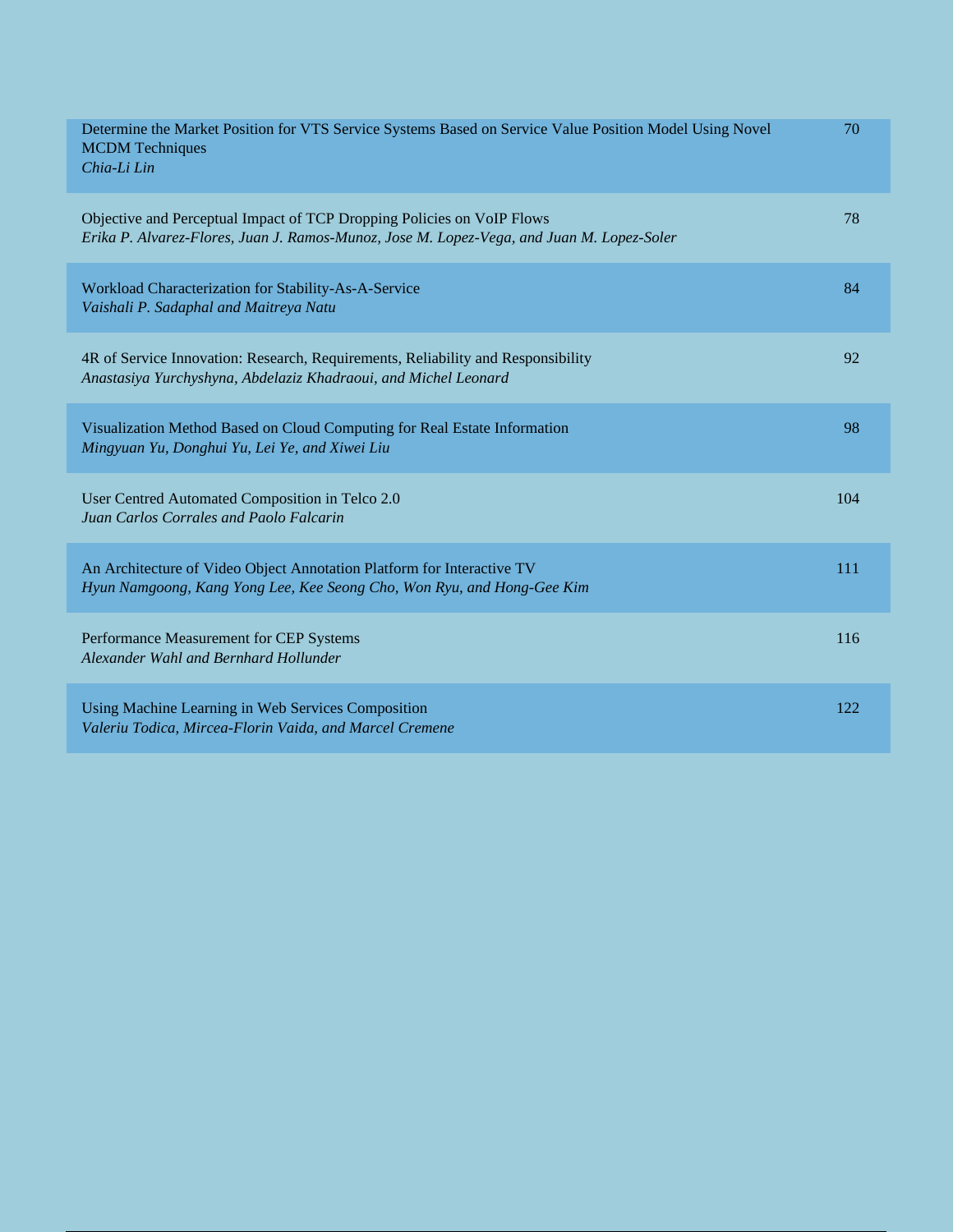Determine the Market Position for VTS Service Systems Based on Service Value Position Model Using Novel MCDM Techniques
*Chia-Li Lin*
70

Objective and Perceptual Impact of TCP Dropping Policies on VoIP Flows
*Erika P. Alvarez-Flores, Juan J. Ramos-Munoz, Jose M. Lopez-Vega, and Juan M. Lopez-Soler*
78

Workload Characterization for Stability-As-A-Service
*Vaishali P. Sadaphal and Maitreya Natu*
84

4R of Service Innovation: Research, Requirements, Reliability and Responsibility
*Anastasiya Yurchyshyna, Abdelaziz Khadraoui, and Michel Leonard*
92

Visualization Method Based on Cloud Computing for Real Estate Information
*Mingyuan Yu, Donghui Yu, Lei Ye, and Xiwei Liu*
98

User Centred Automated Composition in Telco 2.0
*Juan Carlos Corrales and Paolo Falcarin*
104

An Architecture of Video Object Annotation Platform for Interactive TV
*Hyun Namgoong, Kang Yong Lee, Kee Seong Cho, Won Ryu, and Hong-Gee Kim*
111

Performance Measurement for CEP Systems
*Alexander Wahl and Bernhard Hollunder*
116

Using Machine Learning in Web Services Composition
*Valeriu Todica, Mircea-Florin Vaida, and Marcel Cremene*
122